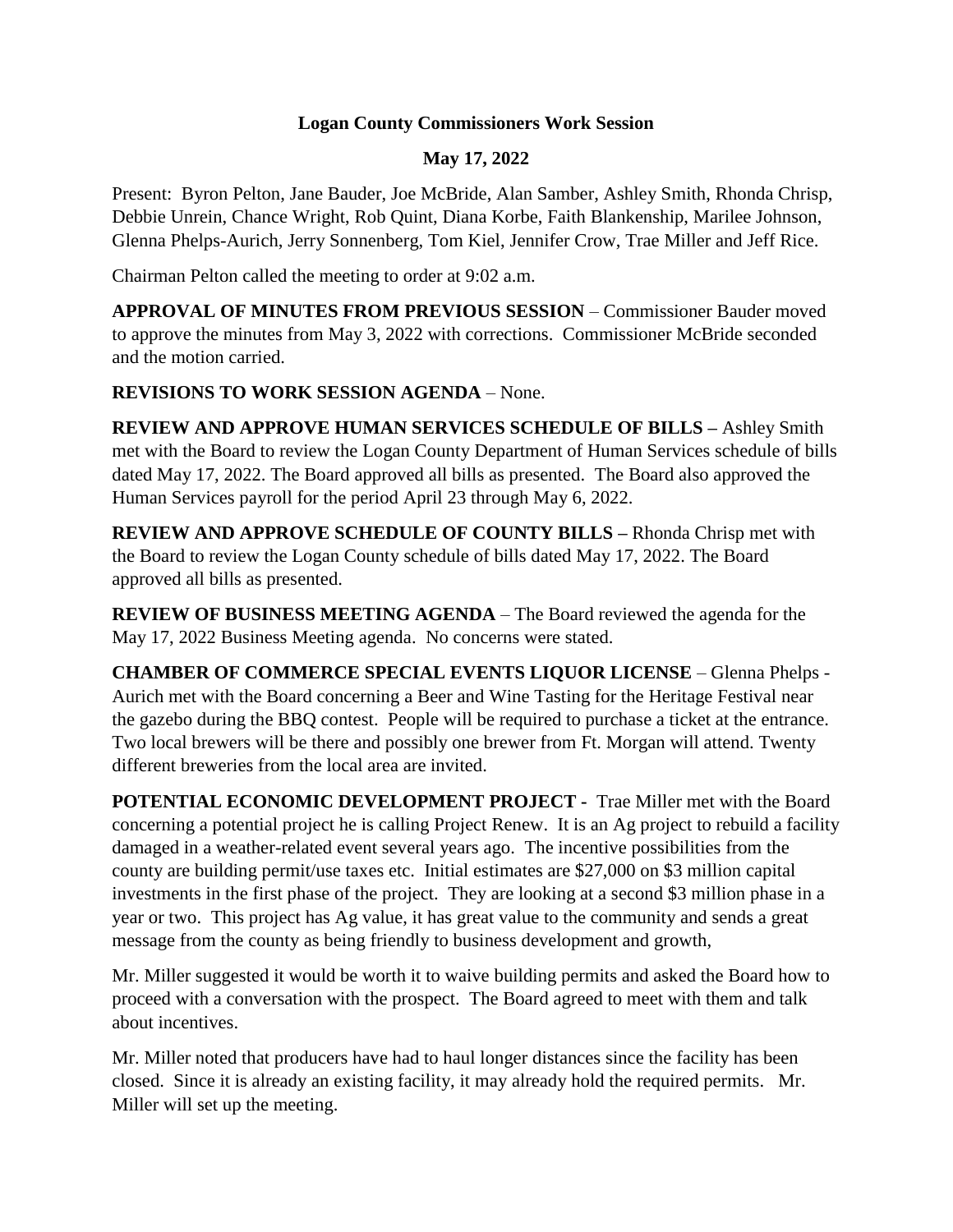# Logan County Commissioners Work Session

## May 17, 2022

Present: Byron Pelton, Jane Bauder, Joe McBride, Alan Samber, Ashley Smith, Rhonda Chrisp, Debbie Unrein, Chance Wright, Rob Quint, Diana Korbe, Faith Blankenship, Marilee Johnson, Glenna Phelps-Aurich, Jerry Sonnenberg, Tom Kiel, Jennifer Crow, Trae Miller and Jeff Rice.

Chairman Pelton called the meeting to order at 9:02 a.m.

**APPROVAL OF MINUTES FROM PREVIOUS SESSION** – Commissioner Bauder moved to approve the minutes from May 3, 2022 with corrections. Commissioner McBride seconded and the motion carried.

**REVISIONS TO WORK SESSION AGENDA** – None.

**REVIEW AND APPROVE HUMAN SERVICES SCHEDULE OF BILLS –** Ashley Smith met with the Board to review the Logan County Department of Human Services schedule of bills dated May 17, 2022. The Board approved all bills as presented. The Board also approved the Human Services payroll for the period April 23 through May 6, 2022.

**REVIEW AND APPROVE SCHEDULE OF COUNTY BILLS –** Rhonda Chrisp met with the Board to review the Logan County schedule of bills dated May 17, 2022. The Board approved all bills as presented.

**REVIEW OF BUSINESS MEETING AGENDA** – The Board reviewed the agenda for the May 17, 2022 Business Meeting agenda. No concerns were stated.

**CHAMBER OF COMMERCE SPECIAL EVENTS LIQUOR LICENSE** – Glenna Phelps - Aurich met with the Board concerning a Beer and Wine Tasting for the Heritage Festival near the gazebo during the BBQ contest. People will be required to purchase a ticket at the entrance. Two local brewers will be there and possibly one brewer from Ft. Morgan will attend. Twenty different breweries from the local area are invited.

**POTENTIAL ECONOMIC DEVELOPMENT PROJECT -** Trae Miller met with the Board concerning a potential project he is calling Project Renew. It is an Ag project to rebuild a facility damaged in a weather-related event several years ago. The incentive possibilities from the county are building permit/use taxes etc. Initial estimates are $27,000 on $3 million capital investments in the first phase of the project. They are looking at a second $3 million phase in a year or two. This project has Ag value, it has great value to the community and sends a great message from the county as being friendly to business development and growth,

Mr. Miller suggested it would be worth it to waive building permits and asked the Board how to proceed with a conversation with the prospect. The Board agreed to meet with them and talk about incentives.

Mr. Miller noted that producers have had to haul longer distances since the facility has been closed. Since it is already an existing facility, it may already hold the required permits. Mr. Miller will set up the meeting.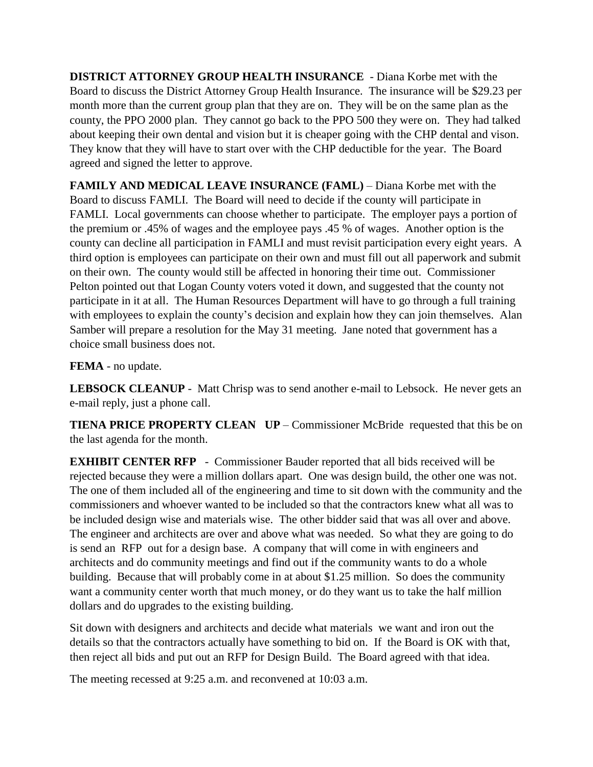**DISTRICT ATTORNEY GROUP HEALTH INSURANCE** - Diana Korbe met with the Board to discuss the District Attorney Group Health Insurance. The insurance will be $29.23 per month more than the current group plan that they are on. They will be on the same plan as the county, the PPO 2000 plan. They cannot go back to the PPO 500 they were on. They had talked about keeping their own dental and vision but it is cheaper going with the CHP dental and vison. They know that they will have to start over with the CHP deductible for the year. The Board agreed and signed the letter to approve.

**FAMILY AND MEDICAL LEAVE INSURANCE (FAML)** – Diana Korbe met with the Board to discuss FAMLI. The Board will need to decide if the county will participate in FAMLI. Local governments can choose whether to participate. The employer pays a portion of the premium or .45% of wages and the employee pays .45 % of wages. Another option is the county can decline all participation in FAMLI and must revisit participation every eight years. A third option is employees can participate on their own and must fill out all paperwork and submit on their own. The county would still be affected in honoring their time out. Commissioner Pelton pointed out that Logan County voters voted it down, and suggested that the county not participate in it at all. The Human Resources Department will have to go through a full training with employees to explain the county's decision and explain how they can join themselves. Alan Samber will prepare a resolution for the May 31 meeting. Jane noted that government has a choice small business does not.

**FEMA** - no update.

**LEBSOCK CLEANUP** - Matt Chrisp was to send another e-mail to Lebsock. He never gets an e-mail reply, just a phone call.

**TIENA PRICE PROPERTY CLEAN UP** – Commissioner McBride requested that this be on the last agenda for the month.

**EXHIBIT CENTER RFP** - Commissioner Bauder reported that all bids received will be rejected because they were a million dollars apart. One was design build, the other one was not. The one of them included all of the engineering and time to sit down with the community and the commissioners and whoever wanted to be included so that the contractors knew what all was to be included design wise and materials wise. The other bidder said that was all over and above. The engineer and architects are over and above what was needed. So what they are going to do is send an RFP out for a design base. A company that will come in with engineers and architects and do community meetings and find out if the community wants to do a whole building. Because that will probably come in at about $1.25 million. So does the community want a community center worth that much money, or do they want us to take the half million dollars and do upgrades to the existing building.

Sit down with designers and architects and decide what materials we want and iron out the details so that the contractors actually have something to bid on. If the Board is OK with that, then reject all bids and put out an RFP for Design Build. The Board agreed with that idea.

The meeting recessed at 9:25 a.m. and reconvened at 10:03 a.m.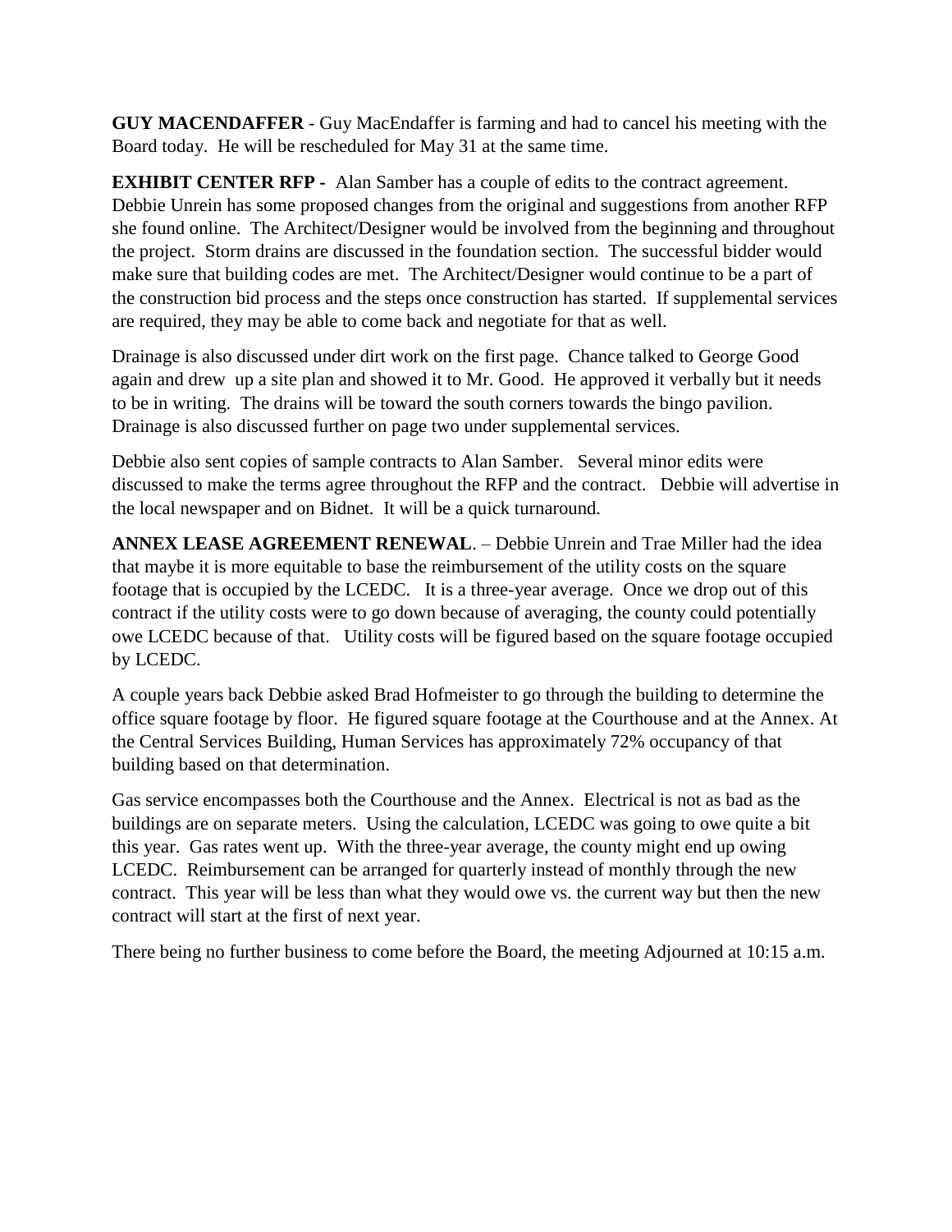**GUY MACENDAFFER** - Guy MacEndaffer is farming and had to cancel his meeting with the Board today. He will be rescheduled for May 31 at the same time.

**EXHIBIT CENTER RFP -** Alan Samber has a couple of edits to the contract agreement. Debbie Unrein has some proposed changes from the original and suggestions from another RFP she found online. The Architect/Designer would be involved from the beginning and throughout the project. Storm drains are discussed in the foundation section. The successful bidder would make sure that building codes are met. The Architect/Designer would continue to be a part of the construction bid process and the steps once construction has started. If supplemental services are required, they may be able to come back and negotiate for that as well.

Drainage is also discussed under dirt work on the first page. Chance talked to George Good again and drew up a site plan and showed it to Mr. Good. He approved it verbally but it needs to be in writing. The drains will be toward the south corners towards the bingo pavilion. Drainage is also discussed further on page two under supplemental services.

Debbie also sent copies of sample contracts to Alan Samber. Several minor edits were discussed to make the terms agree throughout the RFP and the contract. Debbie will advertise in the local newspaper and on Bidnet. It will be a quick turnaround.

**ANNEX LEASE AGREEMENT RENEWAL**. – Debbie Unrein and Trae Miller had the idea that maybe it is more equitable to base the reimbursement of the utility costs on the square footage that is occupied by the LCEDC. It is a three-year average. Once we drop out of this contract if the utility costs were to go down because of averaging, the county could potentially owe LCEDC because of that. Utility costs will be figured based on the square footage occupied by LCEDC.

A couple years back Debbie asked Brad Hofmeister to go through the building to determine the office square footage by floor. He figured square footage at the Courthouse and at the Annex. At the Central Services Building, Human Services has approximately 72% occupancy of that building based on that determination.

Gas service encompasses both the Courthouse and the Annex. Electrical is not as bad as the buildings are on separate meters. Using the calculation, LCEDC was going to owe quite a bit this year. Gas rates went up. With the three-year average, the county might end up owing LCEDC. Reimbursement can be arranged for quarterly instead of monthly through the new contract. This year will be less than what they would owe vs. the current way but then the new contract will start at the first of next year.

There being no further business to come before the Board, the meeting Adjourned at 10:15 a.m.